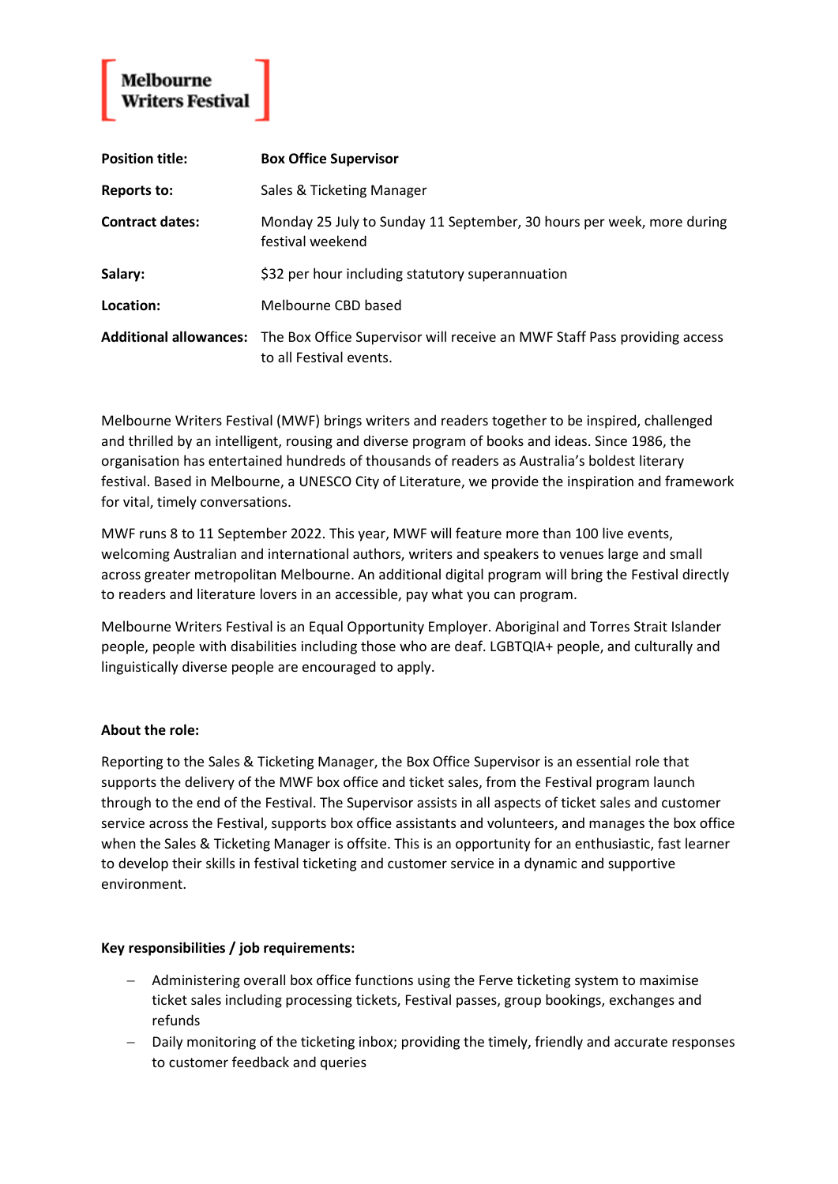Melbourne Writers Festival

| | |
|---|---|
| **Position title:** | **Box Office Supervisor** |
| **Reports to:** | Sales & Ticketing Manager |
| **Contract dates:** | Monday 25 July to Sunday 11 September, 30 hours per week, more during festival weekend |
| **Salary:** | $32 per hour including statutory superannuation |
| **Location:** | Melbourne CBD based |
| **Additional allowances:** | The Box Office Supervisor will receive an MWF Staff Pass providing access to all Festival events. |

Melbourne Writers Festival (MWF) brings writers and readers together to be inspired, challenged and thrilled by an intelligent, rousing and diverse program of books and ideas. Since 1986, the organisation has entertained hundreds of thousands of readers as Australia's boldest literary festival. Based in Melbourne, a UNESCO City of Literature, we provide the inspiration and framework for vital, timely conversations.

MWF runs 8 to 11 September 2022. This year, MWF will feature more than 100 live events, welcoming Australian and international authors, writers and speakers to venues large and small across greater metropolitan Melbourne. An additional digital program will bring the Festival directly to readers and literature lovers in an accessible, pay what you can program.

Melbourne Writers Festival is an Equal Opportunity Employer. Aboriginal and Torres Strait Islander people, people with disabilities including those who are deaf. LGBTQIA+ people, and culturally and linguistically diverse people are encouraged to apply.

**About the role:**

Reporting to the Sales & Ticketing Manager, the Box Office Supervisor is an essential role that supports the delivery of the MWF box office and ticket sales, from the Festival program launch through to the end of the Festival. The Supervisor assists in all aspects of ticket sales and customer service across the Festival, supports box office assistants and volunteers, and manages the box office when the Sales & Ticketing Manager is offsite. This is an opportunity for an enthusiastic, fast learner to develop their skills in festival ticketing and customer service in a dynamic and supportive environment.

**Key responsibilities / job requirements:**

- Administering overall box office functions using the Ferve ticketing system to maximise ticket sales including processing tickets, Festival passes, group bookings, exchanges and refunds
- Daily monitoring of the ticketing inbox; providing the timely, friendly and accurate responses to customer feedback and queries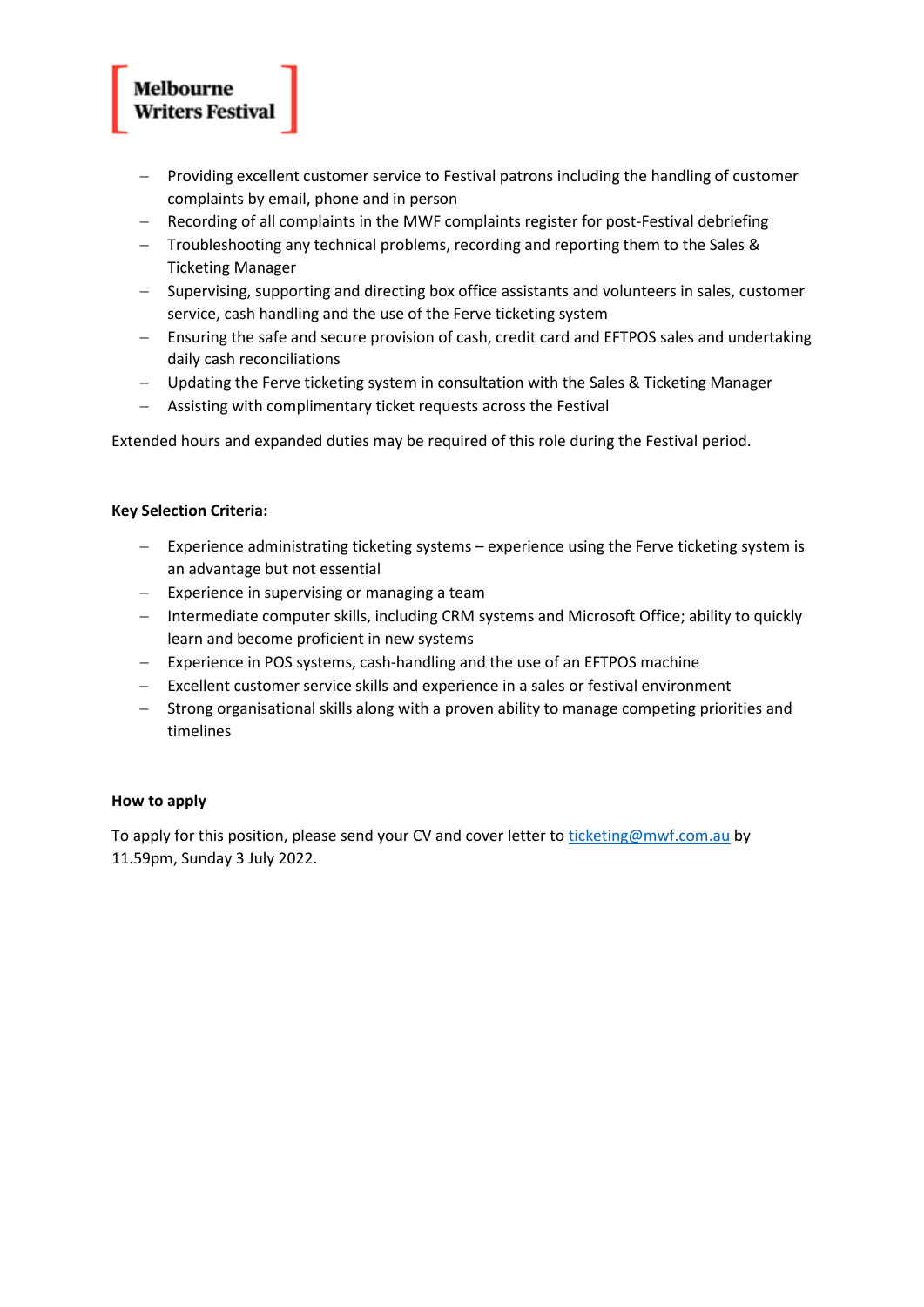- Providing excellent customer service to Festival patrons including the handling of customer complaints by email, phone and in person
- Recording of all complaints in the MWF complaints register for post-Festival debriefing
- Troubleshooting any technical problems, recording and reporting them to the Sales & Ticketing Manager
- Supervising, supporting and directing box office assistants and volunteers in sales, customer service, cash handling and the use of the Ferve ticketing system
- Ensuring the safe and secure provision of cash, credit card and EFTPOS sales and undertaking daily cash reconciliations
- Updating the Ferve ticketing system in consultation with the Sales & Ticketing Manager
- Assisting with complimentary ticket requests across the Festival

Extended hours and expanded duties may be required of this role during the Festival period.

**Key Selection Criteria:**

- Experience administrating ticketing systems – experience using the Ferve ticketing system is an advantage but not essential
- Experience in supervising or managing a team
- Intermediate computer skills, including CRM systems and Microsoft Office; ability to quickly learn and become proficient in new systems
- Experience in POS systems, cash-handling and the use of an EFTPOS machine
- Excellent customer service skills and experience in a sales or festival environment
- Strong organisational skills along with a proven ability to manage competing priorities and timelines

**How to apply**

To apply for this position, please send your CV and cover letter to ticketing@mwf.com.au by 11.59pm, Sunday 3 July 2022.